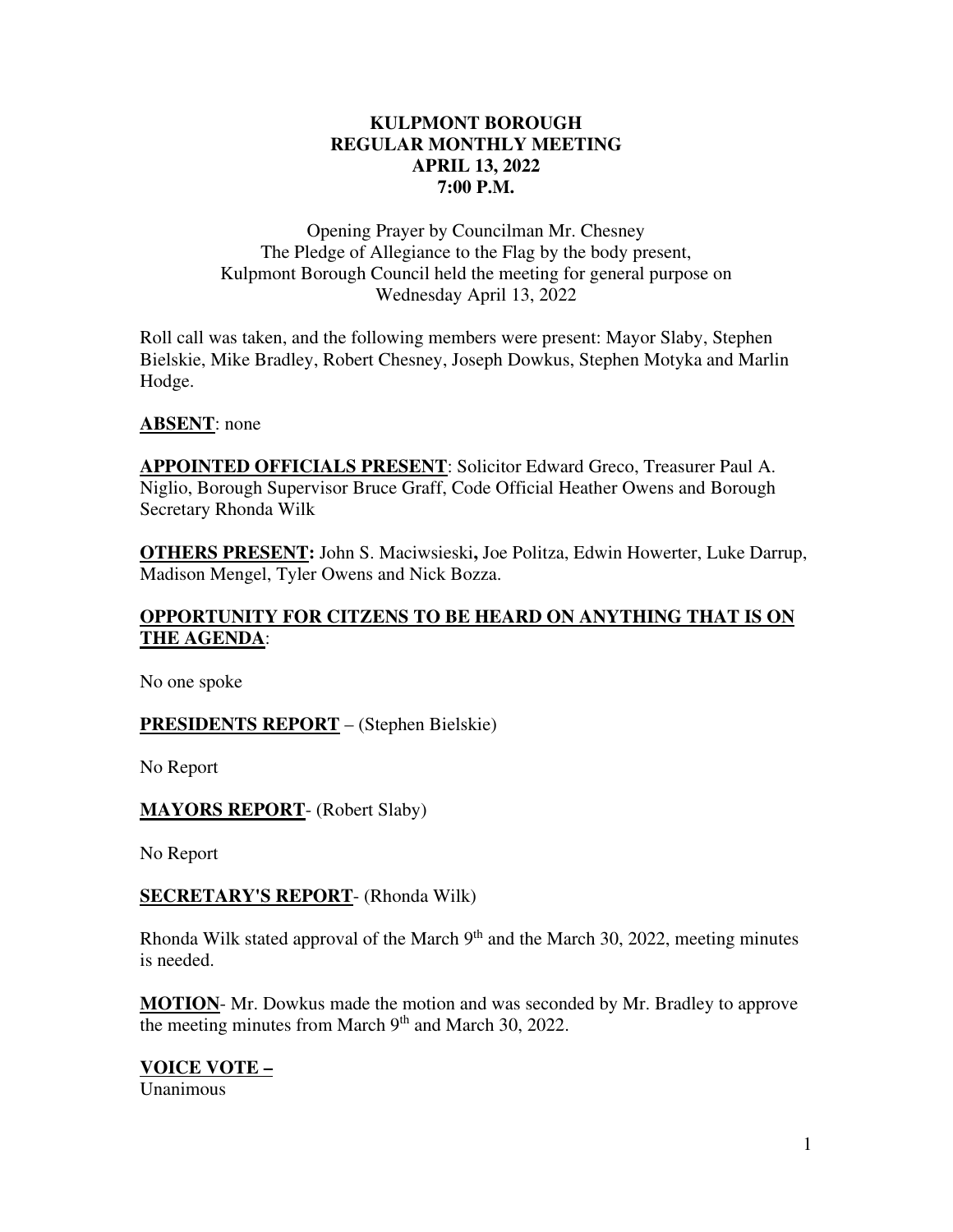# KULPMONT BOROUGH
## REGULAR MONTHLY MEETING
## APRIL 13, 2022
## 7:00 P.M.

Opening Prayer by Councilman Mr. Chesney
The Pledge of Allegiance to the Flag by the body present,
Kulpmont Borough Council held the meeting for general purpose on
Wednesday April 13, 2022

Roll call was taken, and the following members were present: Mayor Slaby, Stephen Bielskie, Mike Bradley, Robert Chesney, Joseph Dowkus, Stephen Motyka and Marlin Hodge.

**ABSENT**: none

**APPOINTED OFFICIALS PRESENT**: Solicitor Edward Greco, Treasurer Paul A. Niglio, Borough Supervisor Bruce Graff, Code Official Heather Owens and Borough Secretary Rhonda Wilk

**OTHERS PRESENT:** John S. Maciwsieski**,** Joe Politza, Edwin Howerter, Luke Darrup, Madison Mengel, Tyler Owens and Nick Bozza.

**OPPORTUNITY FOR CITIZENS TO BE HEARD ON ANYTHING THAT IS ON THE AGENDA**:

No one spoke

**PRESIDENTS REPORT** – (Stephen Bielskie)

No Report

**MAYORS REPORT**- (Robert Slaby)

No Report

**SECRETARY'S REPORT**- (Rhonda Wilk)

Rhonda Wilk stated approval of the March 9th and the March 30, 2022, meeting minutes is needed.

**MOTION**- Mr. Dowkus made the motion and was seconded by Mr. Bradley to approve the meeting minutes from March 9th and March 30, 2022.

**VOICE VOTE –**
Unanimous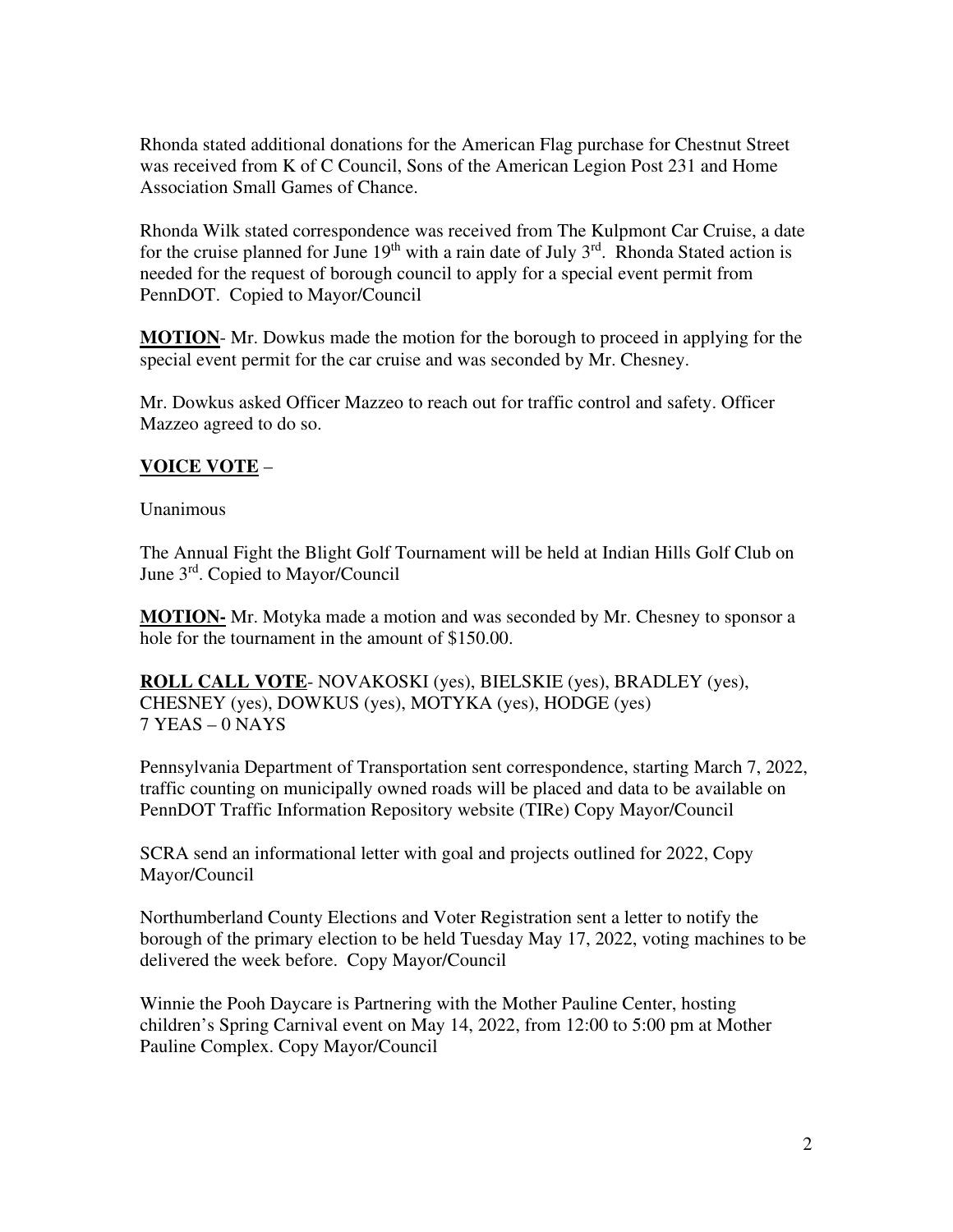Rhonda stated additional donations for the American Flag purchase for Chestnut Street was received from K of C Council, Sons of the American Legion Post 231 and Home Association Small Games of Chance.

Rhonda Wilk stated correspondence was received from The Kulpmont Car Cruise, a date for the cruise planned for June 19th with a rain date of July 3rd. Rhonda Stated action is needed for the request of borough council to apply for a special event permit from PennDOT. Copied to Mayor/Council

**MOTION**- Mr. Dowkus made the motion for the borough to proceed in applying for the special event permit for the car cruise and was seconded by Mr. Chesney.

Mr. Dowkus asked Officer Mazzeo to reach out for traffic control and safety. Officer Mazzeo agreed to do so.

**VOICE VOTE** –

Unanimous

The Annual Fight the Blight Golf Tournament will be held at Indian Hills Golf Club on June 3rd. Copied to Mayor/Council

**MOTION-** Mr. Motyka made a motion and was seconded by Mr. Chesney to sponsor a hole for the tournament in the amount of $150.00.

**ROLL CALL VOTE**- NOVAKOSKI (yes), BIELSKIE (yes), BRADLEY (yes), CHESNEY (yes), DOWKUS (yes), MOTYKA (yes), HODGE (yes)
7 YEAS – 0 NAYS

Pennsylvania Department of Transportation sent correspondence, starting March 7, 2022, traffic counting on municipally owned roads will be placed and data to be available on PennDOT Traffic Information Repository website (TIRe) Copy Mayor/Council

SCRA send an informational letter with goal and projects outlined for 2022, Copy Mayor/Council

Northumberland County Elections and Voter Registration sent a letter to notify the borough of the primary election to be held Tuesday May 17, 2022, voting machines to be delivered the week before. Copy Mayor/Council

Winnie the Pooh Daycare is Partnering with the Mother Pauline Center, hosting children's Spring Carnival event on May 14, 2022, from 12:00 to 5:00 pm at Mother Pauline Complex. Copy Mayor/Council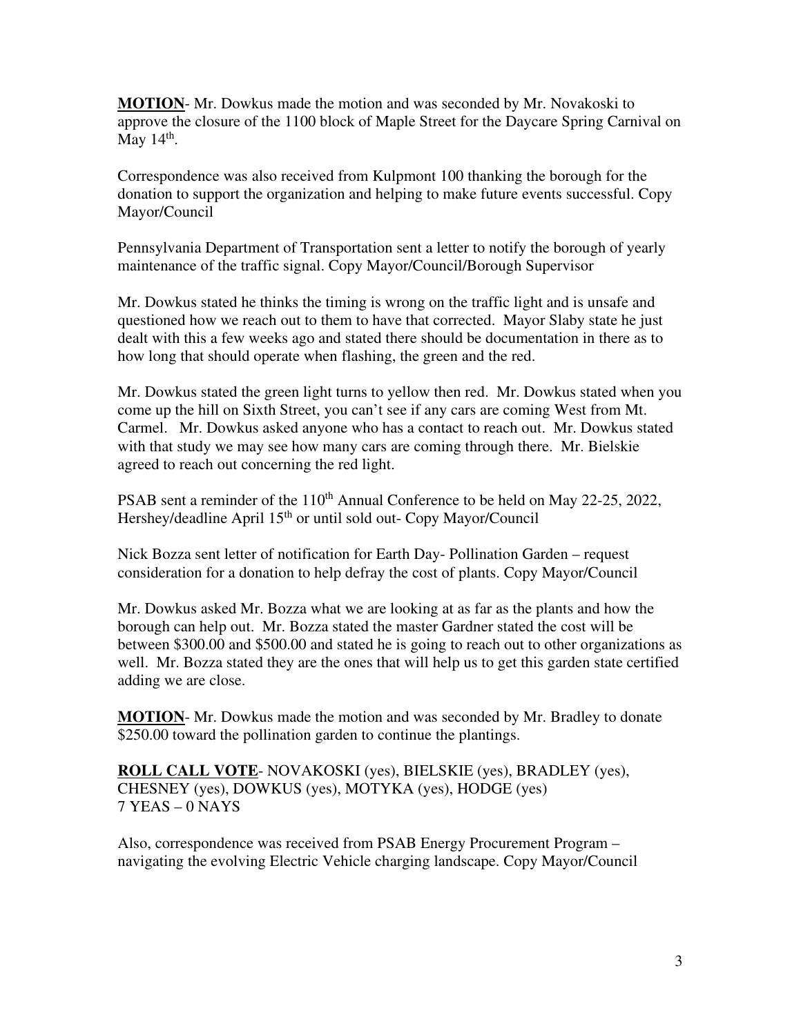**MOTION**- Mr. Dowkus made the motion and was seconded by Mr. Novakoski to approve the closure of the 1100 block of Maple Street for the Daycare Spring Carnival on May 14th.

Correspondence was also received from Kulpmont 100 thanking the borough for the donation to support the organization and helping to make future events successful. Copy Mayor/Council

Pennsylvania Department of Transportation sent a letter to notify the borough of yearly maintenance of the traffic signal. Copy Mayor/Council/Borough Supervisor

Mr. Dowkus stated he thinks the timing is wrong on the traffic light and is unsafe and questioned how we reach out to them to have that corrected. Mayor Slaby state he just dealt with this a few weeks ago and stated there should be documentation in there as to how long that should operate when flashing, the green and the red.

Mr. Dowkus stated the green light turns to yellow then red. Mr. Dowkus stated when you come up the hill on Sixth Street, you can't see if any cars are coming West from Mt. Carmel. Mr. Dowkus asked anyone who has a contact to reach out. Mr. Dowkus stated with that study we may see how many cars are coming through there. Mr. Bielskie agreed to reach out concerning the red light.

PSAB sent a reminder of the 110th Annual Conference to be held on May 22-25, 2022, Hershey/deadline April 15th or until sold out- Copy Mayor/Council

Nick Bozza sent letter of notification for Earth Day- Pollination Garden – request consideration for a donation to help defray the cost of plants. Copy Mayor/Council

Mr. Dowkus asked Mr. Bozza what we are looking at as far as the plants and how the borough can help out. Mr. Bozza stated the master Gardner stated the cost will be between $300.00 and $500.00 and stated he is going to reach out to other organizations as well. Mr. Bozza stated they are the ones that will help us to get this garden state certified adding we are close.

**MOTION**- Mr. Dowkus made the motion and was seconded by Mr. Bradley to donate $250.00 toward the pollination garden to continue the plantings.

**ROLL CALL VOTE**- NOVAKOSKI (yes), BIELSKIE (yes), BRADLEY (yes), CHESNEY (yes), DOWKUS (yes), MOTYKA (yes), HODGE (yes)
7 YEAS – 0 NAYS

Also, correspondence was received from PSAB Energy Procurement Program – navigating the evolving Electric Vehicle charging landscape. Copy Mayor/Council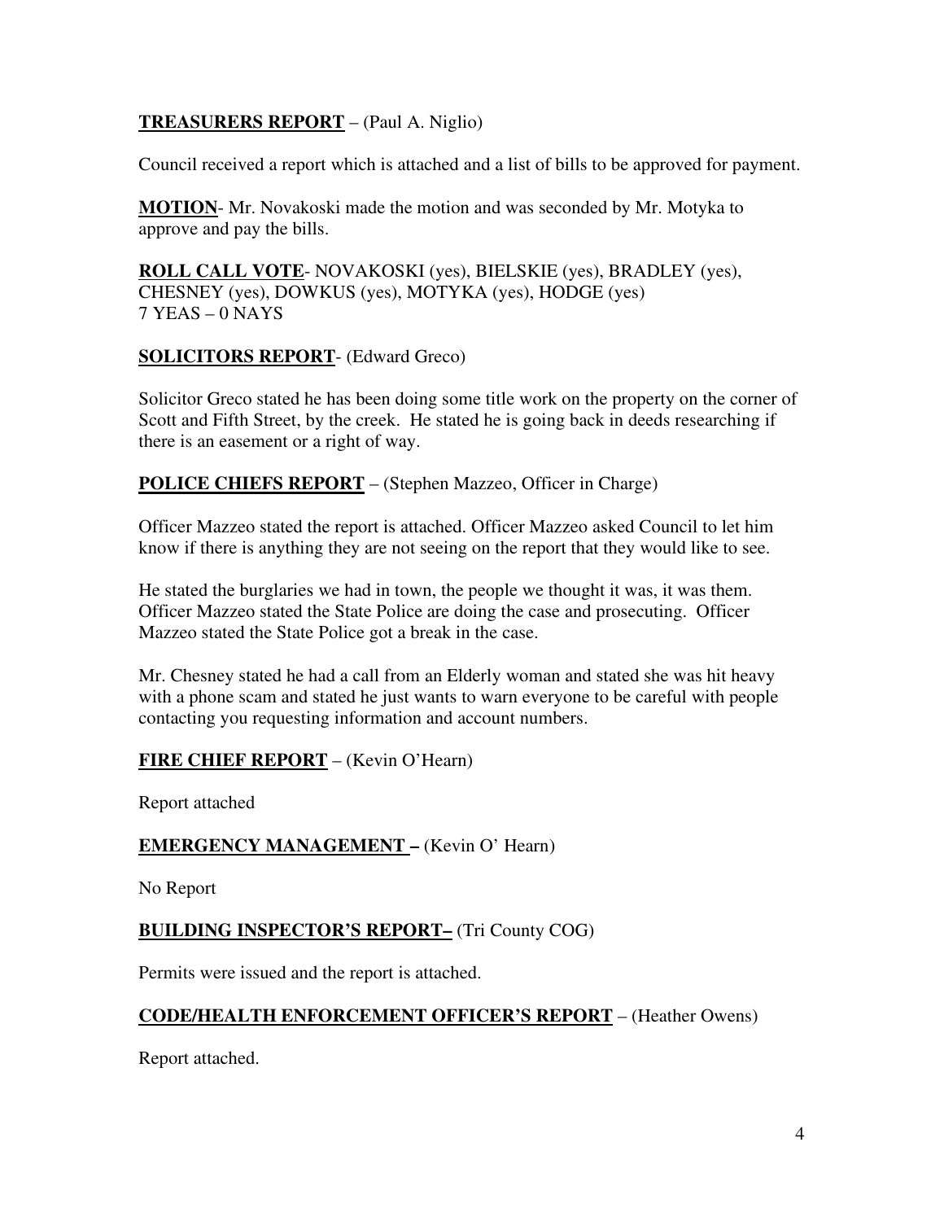**<u>TREASURERS REPORT</u>** – (Paul A. Niglio)

Council received a report which is attached and a list of bills to be approved for payment.

**<u>MOTION</u>**- Mr. Novakoski made the motion and was seconded by Mr. Motyka to approve and pay the bills.

**<u>ROLL CALL VOTE</u>**- NOVAKOSKI (yes), BIELSKIE (yes), BRADLEY (yes), CHESNEY (yes), DOWKUS (yes), MOTYKA (yes), HODGE (yes)
7 YEAS – 0 NAYS

**<u>SOLICITORS REPORT</u>**- (Edward Greco)

Solicitor Greco stated he has been doing some title work on the property on the corner of Scott and Fifth Street, by the creek. He stated he is going back in deeds researching if there is an easement or a right of way.

**<u>POLICE CHIEFS REPORT</u>** – (Stephen Mazzeo, Officer in Charge)

Officer Mazzeo stated the report is attached. Officer Mazzeo asked Council to let him know if there is anything they are not seeing on the report that they would like to see.

He stated the burglaries we had in town, the people we thought it was, it was them. Officer Mazzeo stated the State Police are doing the case and prosecuting. Officer Mazzeo stated the State Police got a break in the case.

Mr. Chesney stated he had a call from an Elderly woman and stated she was hit heavy with a phone scam and stated he just wants to warn everyone to be careful with people contacting you requesting information and account numbers.

**<u>FIRE CHIEF REPORT</u>** – (Kevin O'Hearn)

Report attached

**<u>EMERGENCY MANAGEMENT</u> –** (Kevin O' Hearn)

No Report

**<u>BUILDING INSPECTOR'S REPORT–</u>** (Tri County COG)

Permits were issued and the report is attached.

**<u>CODE/HEALTH ENFORCEMENT OFFICER'S REPORT</u>** – (Heather Owens)

Report attached.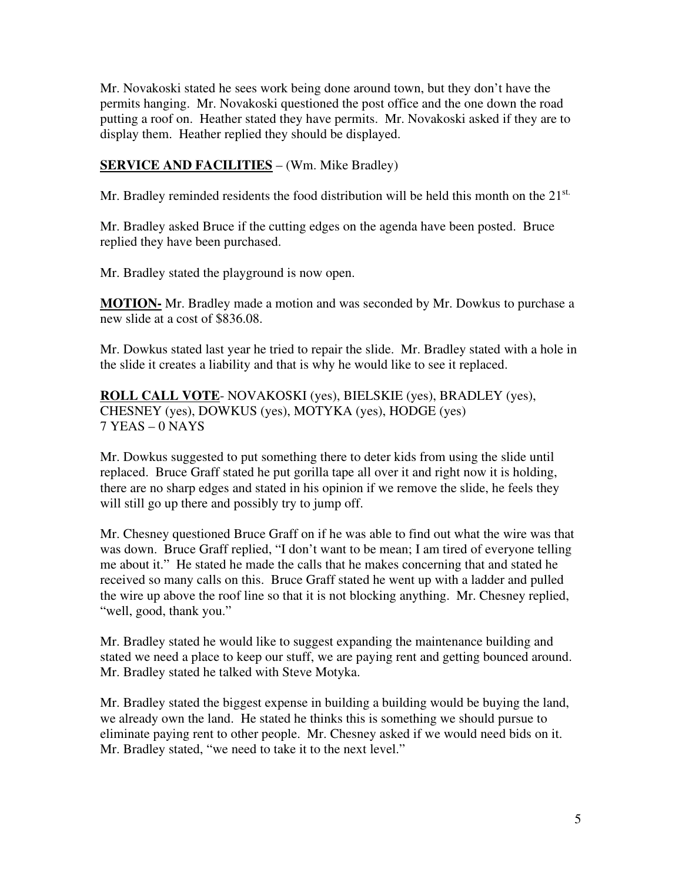Mr. Novakoski stated he sees work being done around town, but they don't have the permits hanging. Mr. Novakoski questioned the post office and the one down the road putting a roof on. Heather stated they have permits. Mr. Novakoski asked if they are to display them. Heather replied they should be displayed.

**SERVICE AND FACILITIES** – (Wm. Mike Bradley)

Mr. Bradley reminded residents the food distribution will be held this month on the 21st.

Mr. Bradley asked Bruce if the cutting edges on the agenda have been posted. Bruce replied they have been purchased.

Mr. Bradley stated the playground is now open.

**MOTION-** Mr. Bradley made a motion and was seconded by Mr. Dowkus to purchase a new slide at a cost of $836.08.

Mr. Dowkus stated last year he tried to repair the slide. Mr. Bradley stated with a hole in the slide it creates a liability and that is why he would like to see it replaced.

**ROLL CALL VOTE**- NOVAKOSKI (yes), BIELSKIE (yes), BRADLEY (yes), CHESNEY (yes), DOWKUS (yes), MOTYKA (yes), HODGE (yes)
7 YEAS – 0 NAYS

Mr. Dowkus suggested to put something there to deter kids from using the slide until replaced. Bruce Graff stated he put gorilla tape all over it and right now it is holding, there are no sharp edges and stated in his opinion if we remove the slide, he feels they will still go up there and possibly try to jump off.

Mr. Chesney questioned Bruce Graff on if he was able to find out what the wire was that was down. Bruce Graff replied, "I don't want to be mean; I am tired of everyone telling me about it." He stated he made the calls that he makes concerning that and stated he received so many calls on this. Bruce Graff stated he went up with a ladder and pulled the wire up above the roof line so that it is not blocking anything. Mr. Chesney replied, "well, good, thank you."

Mr. Bradley stated he would like to suggest expanding the maintenance building and stated we need a place to keep our stuff, we are paying rent and getting bounced around. Mr. Bradley stated he talked with Steve Motyka.

Mr. Bradley stated the biggest expense in building a building would be buying the land, we already own the land. He stated he thinks this is something we should pursue to eliminate paying rent to other people. Mr. Chesney asked if we would need bids on it. Mr. Bradley stated, "we need to take it to the next level."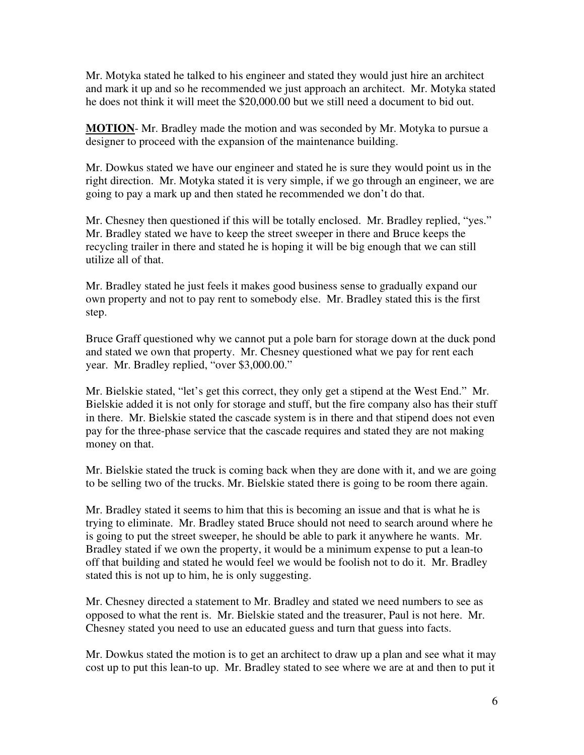Mr. Motyka stated he talked to his engineer and stated they would just hire an architect and mark it up and so he recommended we just approach an architect. Mr. Motyka stated he does not think it will meet the $20,000.00 but we still need a document to bid out.

**MOTION**- Mr. Bradley made the motion and was seconded by Mr. Motyka to pursue a designer to proceed with the expansion of the maintenance building.

Mr. Dowkus stated we have our engineer and stated he is sure they would point us in the right direction. Mr. Motyka stated it is very simple, if we go through an engineer, we are going to pay a mark up and then stated he recommended we don't do that.

Mr. Chesney then questioned if this will be totally enclosed. Mr. Bradley replied, "yes." Mr. Bradley stated we have to keep the street sweeper in there and Bruce keeps the recycling trailer in there and stated he is hoping it will be big enough that we can still utilize all of that.

Mr. Bradley stated he just feels it makes good business sense to gradually expand our own property and not to pay rent to somebody else. Mr. Bradley stated this is the first step.

Bruce Graff questioned why we cannot put a pole barn for storage down at the duck pond and stated we own that property. Mr. Chesney questioned what we pay for rent each year. Mr. Bradley replied, "over $3,000.00."

Mr. Bielskie stated, "let's get this correct, they only get a stipend at the West End." Mr. Bielskie added it is not only for storage and stuff, but the fire company also has their stuff in there. Mr. Bielskie stated the cascade system is in there and that stipend does not even pay for the three-phase service that the cascade requires and stated they are not making money on that.

Mr. Bielskie stated the truck is coming back when they are done with it, and we are going to be selling two of the trucks. Mr. Bielskie stated there is going to be room there again.

Mr. Bradley stated it seems to him that this is becoming an issue and that is what he is trying to eliminate. Mr. Bradley stated Bruce should not need to search around where he is going to put the street sweeper, he should be able to park it anywhere he wants. Mr. Bradley stated if we own the property, it would be a minimum expense to put a lean-to off that building and stated he would feel we would be foolish not to do it. Mr. Bradley stated this is not up to him, he is only suggesting.

Mr. Chesney directed a statement to Mr. Bradley and stated we need numbers to see as opposed to what the rent is. Mr. Bielskie stated and the treasurer, Paul is not here. Mr. Chesney stated you need to use an educated guess and turn that guess into facts.

Mr. Dowkus stated the motion is to get an architect to draw up a plan and see what it may cost up to put this lean-to up. Mr. Bradley stated to see where we are at and then to put it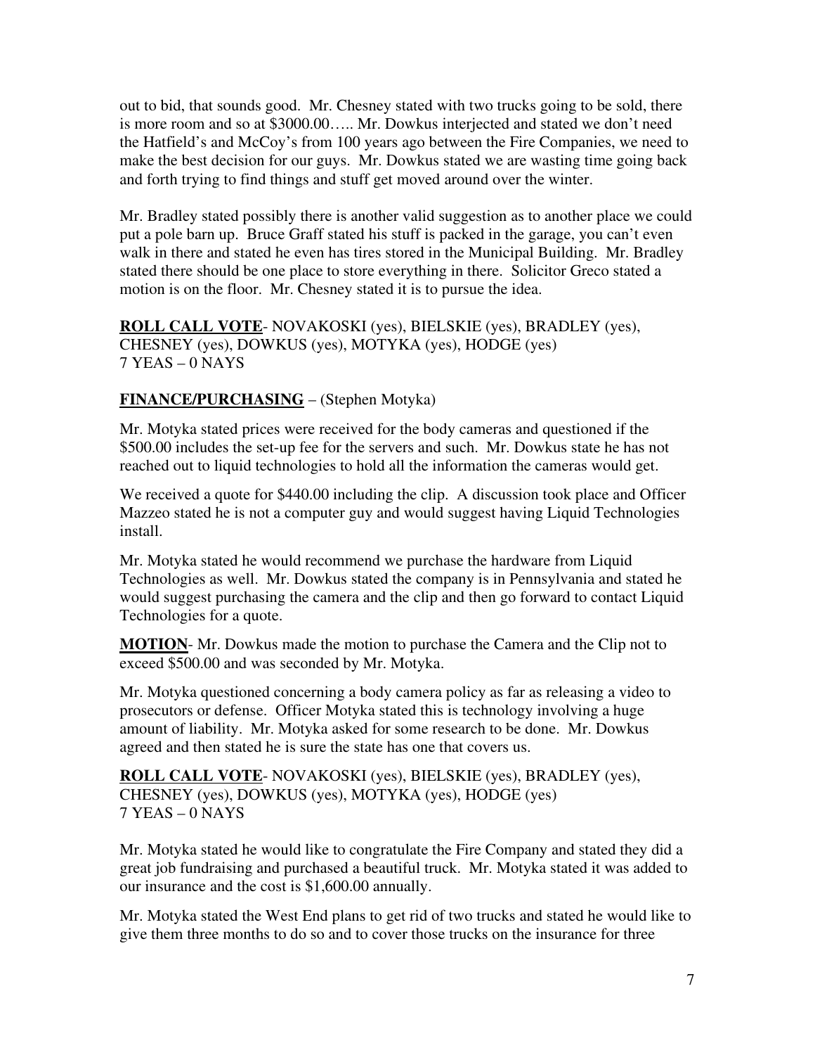out to bid, that sounds good. Mr. Chesney stated with two trucks going to be sold, there is more room and so at $3000.00….. Mr. Dowkus interjected and stated we don't need the Hatfield's and McCoy's from 100 years ago between the Fire Companies, we need to make the best decision for our guys. Mr. Dowkus stated we are wasting time going back and forth trying to find things and stuff get moved around over the winter.

Mr. Bradley stated possibly there is another valid suggestion as to another place we could put a pole barn up. Bruce Graff stated his stuff is packed in the garage, you can't even walk in there and stated he even has tires stored in the Municipal Building. Mr. Bradley stated there should be one place to store everything in there. Solicitor Greco stated a motion is on the floor. Mr. Chesney stated it is to pursue the idea.

**ROLL CALL VOTE**- NOVAKOSKI (yes), BIELSKIE (yes), BRADLEY (yes), CHESNEY (yes), DOWKUS (yes), MOTYKA (yes), HODGE (yes)
7 YEAS – 0 NAYS

**FINANCE/PURCHASING** – (Stephen Motyka)

Mr. Motyka stated prices were received for the body cameras and questioned if the $500.00 includes the set-up fee for the servers and such. Mr. Dowkus state he has not reached out to liquid technologies to hold all the information the cameras would get.

We received a quote for $440.00 including the clip. A discussion took place and Officer Mazzeo stated he is not a computer guy and would suggest having Liquid Technologies install.

Mr. Motyka stated he would recommend we purchase the hardware from Liquid Technologies as well. Mr. Dowkus stated the company is in Pennsylvania and stated he would suggest purchasing the camera and the clip and then go forward to contact Liquid Technologies for a quote.

**MOTION**- Mr. Dowkus made the motion to purchase the Camera and the Clip not to exceed $500.00 and was seconded by Mr. Motyka.

Mr. Motyka questioned concerning a body camera policy as far as releasing a video to prosecutors or defense. Officer Motyka stated this is technology involving a huge amount of liability. Mr. Motyka asked for some research to be done. Mr. Dowkus agreed and then stated he is sure the state has one that covers us.

**ROLL CALL VOTE**- NOVAKOSKI (yes), BIELSKIE (yes), BRADLEY (yes), CHESNEY (yes), DOWKUS (yes), MOTYKA (yes), HODGE (yes)
7 YEAS – 0 NAYS

Mr. Motyka stated he would like to congratulate the Fire Company and stated they did a great job fundraising and purchased a beautiful truck. Mr. Motyka stated it was added to our insurance and the cost is $1,600.00 annually.

Mr. Motyka stated the West End plans to get rid of two trucks and stated he would like to give them three months to do so and to cover those trucks on the insurance for three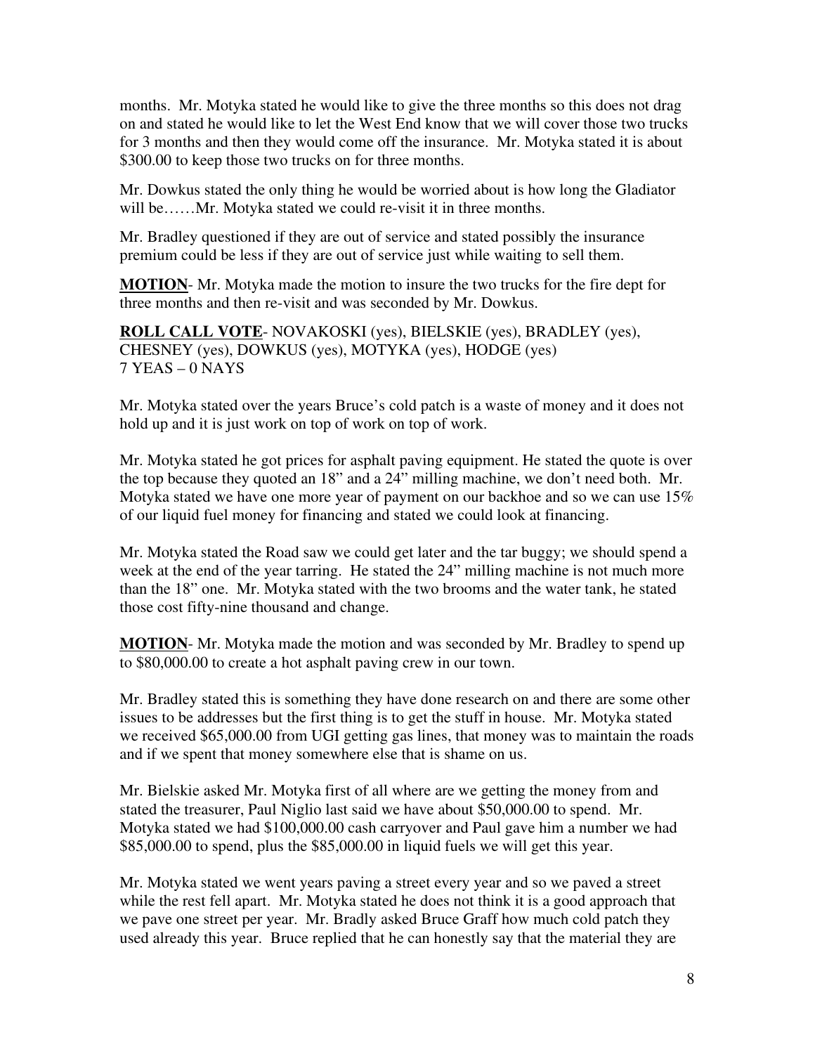months. Mr. Motyka stated he would like to give the three months so this does not drag on and stated he would like to let the West End know that we will cover those two trucks for 3 months and then they would come off the insurance. Mr. Motyka stated it is about $300.00 to keep those two trucks on for three months.

Mr. Dowkus stated the only thing he would be worried about is how long the Gladiator will be……Mr. Motyka stated we could re-visit it in three months.

Mr. Bradley questioned if they are out of service and stated possibly the insurance premium could be less if they are out of service just while waiting to sell them.

**MOTION**- Mr. Motyka made the motion to insure the two trucks for the fire dept for three months and then re-visit and was seconded by Mr. Dowkus.

**ROLL CALL VOTE**- NOVAKOSKI (yes), BIELSKIE (yes), BRADLEY (yes), CHESNEY (yes), DOWKUS (yes), MOTYKA (yes), HODGE (yes)
7 YEAS – 0 NAYS

Mr. Motyka stated over the years Bruce's cold patch is a waste of money and it does not hold up and it is just work on top of work on top of work.

Mr. Motyka stated he got prices for asphalt paving equipment. He stated the quote is over the top because they quoted an 18" and a 24" milling machine, we don't need both. Mr. Motyka stated we have one more year of payment on our backhoe and so we can use 15% of our liquid fuel money for financing and stated we could look at financing.

Mr. Motyka stated the Road saw we could get later and the tar buggy; we should spend a week at the end of the year tarring. He stated the 24" milling machine is not much more than the 18" one. Mr. Motyka stated with the two brooms and the water tank, he stated those cost fifty-nine thousand and change.

**MOTION**- Mr. Motyka made the motion and was seconded by Mr. Bradley to spend up to $80,000.00 to create a hot asphalt paving crew in our town.

Mr. Bradley stated this is something they have done research on and there are some other issues to be addresses but the first thing is to get the stuff in house. Mr. Motyka stated we received $65,000.00 from UGI getting gas lines, that money was to maintain the roads and if we spent that money somewhere else that is shame on us.

Mr. Bielskie asked Mr. Motyka first of all where are we getting the money from and stated the treasurer, Paul Niglio last said we have about $50,000.00 to spend. Mr. Motyka stated we had $100,000.00 cash carryover and Paul gave him a number we had $85,000.00 to spend, plus the $85,000.00 in liquid fuels we will get this year.

Mr. Motyka stated we went years paving a street every year and so we paved a street while the rest fell apart. Mr. Motyka stated he does not think it is a good approach that we pave one street per year. Mr. Bradly asked Bruce Graff how much cold patch they used already this year. Bruce replied that he can honestly say that the material they are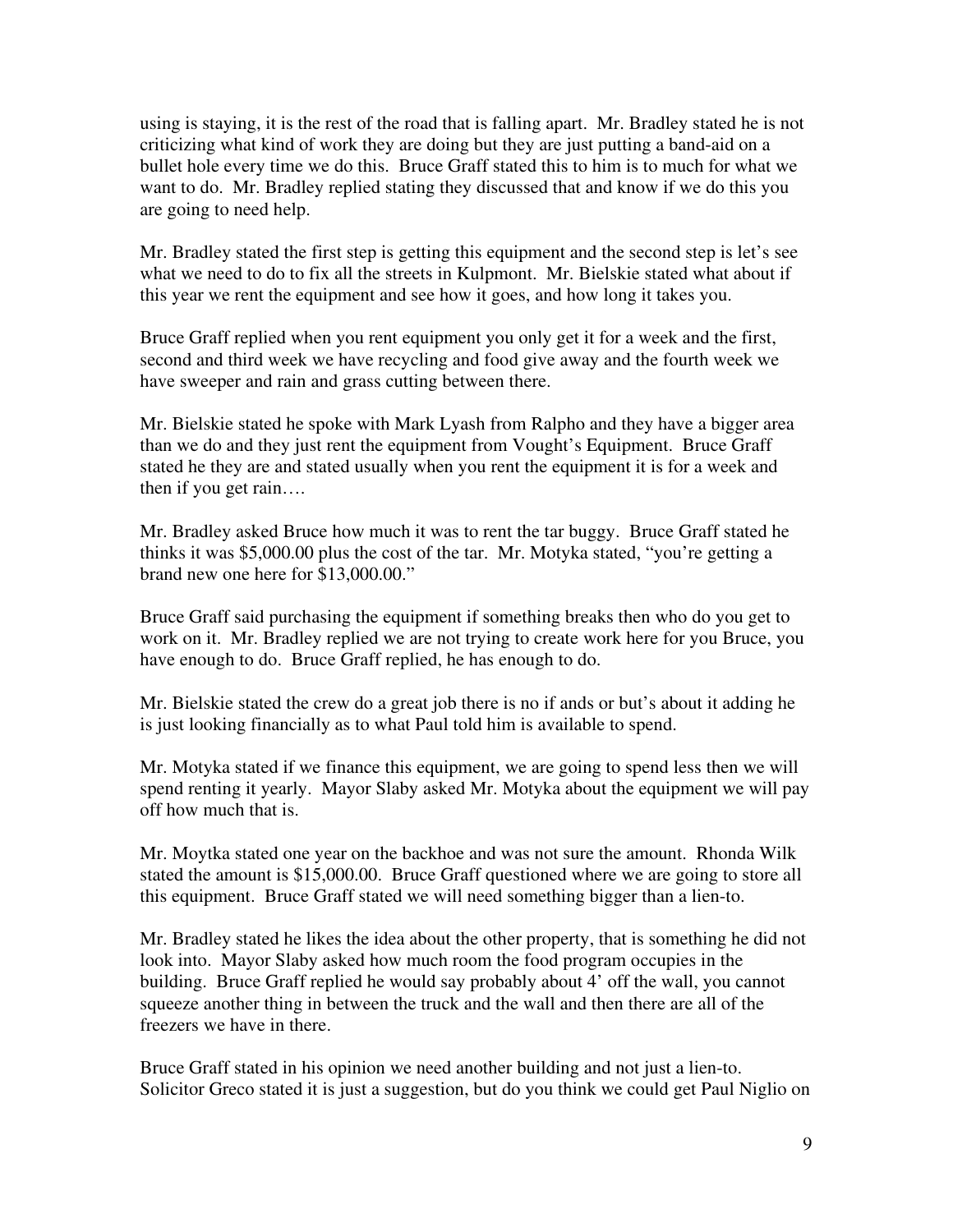using is staying, it is the rest of the road that is falling apart. Mr. Bradley stated he is not criticizing what kind of work they are doing but they are just putting a band-aid on a bullet hole every time we do this. Bruce Graff stated this to him is to much for what we want to do. Mr. Bradley replied stating they discussed that and know if we do this you are going to need help.

Mr. Bradley stated the first step is getting this equipment and the second step is let's see what we need to do to fix all the streets in Kulpmont. Mr. Bielskie stated what about if this year we rent the equipment and see how it goes, and how long it takes you.

Bruce Graff replied when you rent equipment you only get it for a week and the first, second and third week we have recycling and food give away and the fourth week we have sweeper and rain and grass cutting between there.

Mr. Bielskie stated he spoke with Mark Lyash from Ralpho and they have a bigger area than we do and they just rent the equipment from Vought's Equipment. Bruce Graff stated he they are and stated usually when you rent the equipment it is for a week and then if you get rain….

Mr. Bradley asked Bruce how much it was to rent the tar buggy. Bruce Graff stated he thinks it was $5,000.00 plus the cost of the tar. Mr. Motyka stated, "you're getting a brand new one here for $13,000.00."

Bruce Graff said purchasing the equipment if something breaks then who do you get to work on it. Mr. Bradley replied we are not trying to create work here for you Bruce, you have enough to do. Bruce Graff replied, he has enough to do.

Mr. Bielskie stated the crew do a great job there is no if ands or but's about it adding he is just looking financially as to what Paul told him is available to spend.

Mr. Motyka stated if we finance this equipment, we are going to spend less then we will spend renting it yearly. Mayor Slaby asked Mr. Motyka about the equipment we will pay off how much that is.

Mr. Moytka stated one year on the backhoe and was not sure the amount. Rhonda Wilk stated the amount is $15,000.00. Bruce Graff questioned where we are going to store all this equipment. Bruce Graff stated we will need something bigger than a lien-to.

Mr. Bradley stated he likes the idea about the other property, that is something he did not look into. Mayor Slaby asked how much room the food program occupies in the building. Bruce Graff replied he would say probably about 4' off the wall, you cannot squeeze another thing in between the truck and the wall and then there are all of the freezers we have in there.

Bruce Graff stated in his opinion we need another building and not just a lien-to. Solicitor Greco stated it is just a suggestion, but do you think we could get Paul Niglio on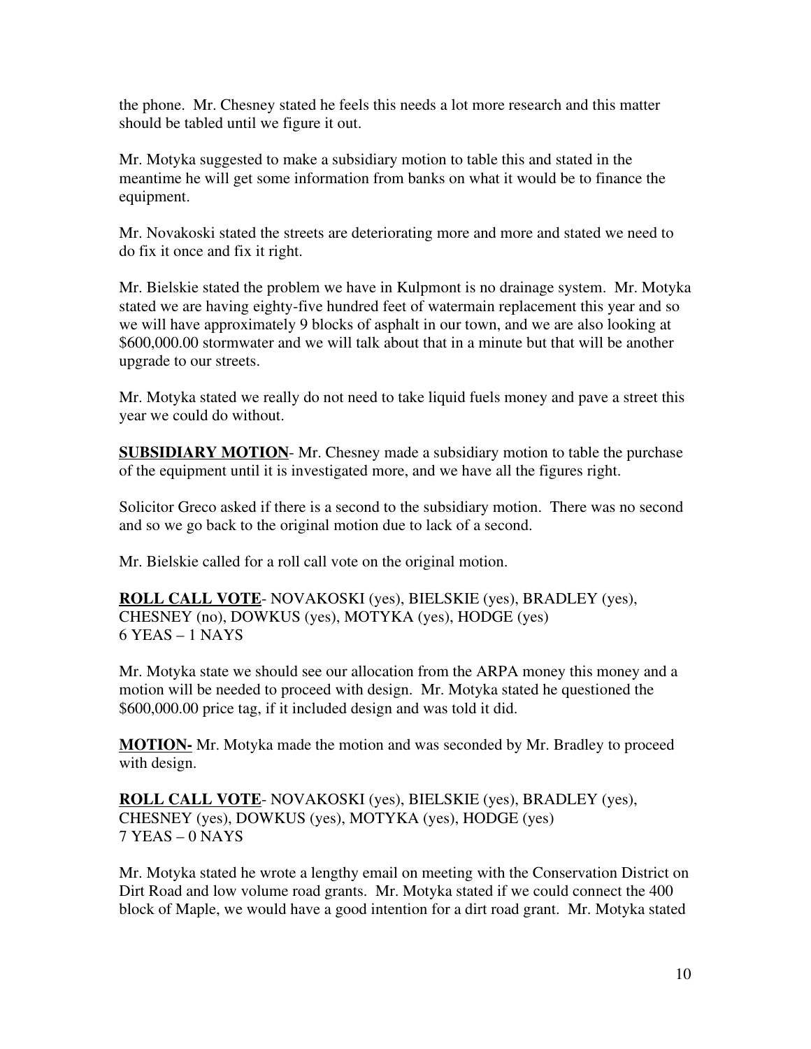the phone. Mr. Chesney stated he feels this needs a lot more research and this matter should be tabled until we figure it out.

Mr. Motyka suggested to make a subsidiary motion to table this and stated in the meantime he will get some information from banks on what it would be to finance the equipment.

Mr. Novakoski stated the streets are deteriorating more and more and stated we need to do fix it once and fix it right.

Mr. Bielskie stated the problem we have in Kulpmont is no drainage system. Mr. Motyka stated we are having eighty-five hundred feet of watermain replacement this year and so we will have approximately 9 blocks of asphalt in our town, and we are also looking at $600,000.00 stormwater and we will talk about that in a minute but that will be another upgrade to our streets.

Mr. Motyka stated we really do not need to take liquid fuels money and pave a street this year we could do without.

**SUBSIDIARY MOTION**- Mr. Chesney made a subsidiary motion to table the purchase of the equipment until it is investigated more, and we have all the figures right.

Solicitor Greco asked if there is a second to the subsidiary motion. There was no second and so we go back to the original motion due to lack of a second.

Mr. Bielskie called for a roll call vote on the original motion.

**ROLL CALL VOTE**- NOVAKOSKI (yes), BIELSKIE (yes), BRADLEY (yes), CHESNEY (no), DOWKUS (yes), MOTYKA (yes), HODGE (yes)
6 YEAS – 1 NAYS

Mr. Motyka state we should see our allocation from the ARPA money this money and a motion will be needed to proceed with design. Mr. Motyka stated he questioned the $600,000.00 price tag, if it included design and was told it did.

**MOTION-** Mr. Motyka made the motion and was seconded by Mr. Bradley to proceed with design.

**ROLL CALL VOTE**- NOVAKOSKI (yes), BIELSKIE (yes), BRADLEY (yes), CHESNEY (yes), DOWKUS (yes), MOTYKA (yes), HODGE (yes)
7 YEAS – 0 NAYS

Mr. Motyka stated he wrote a lengthy email on meeting with the Conservation District on Dirt Road and low volume road grants. Mr. Motyka stated if we could connect the 400 block of Maple, we would have a good intention for a dirt road grant. Mr. Motyka stated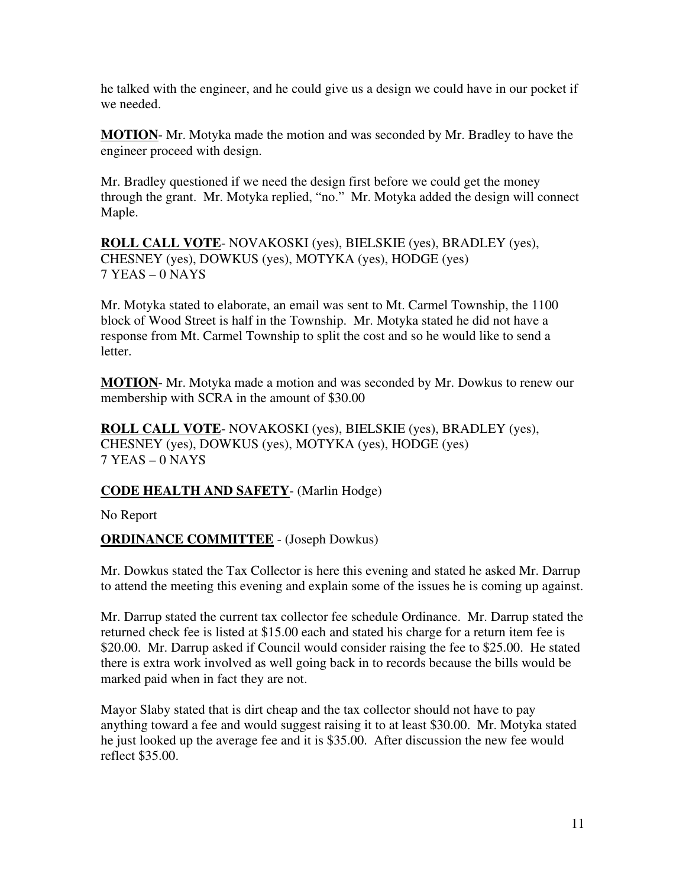he talked with the engineer, and he could give us a design we could have in our pocket if we needed.

**MOTION**- Mr. Motyka made the motion and was seconded by Mr. Bradley to have the engineer proceed with design.

Mr. Bradley questioned if we need the design first before we could get the money through the grant. Mr. Motyka replied, "no." Mr. Motyka added the design will connect Maple.

**ROLL CALL VOTE**- NOVAKOSKI (yes), BIELSKIE (yes), BRADLEY (yes), CHESNEY (yes), DOWKUS (yes), MOTYKA (yes), HODGE (yes)
7 YEAS – 0 NAYS

Mr. Motyka stated to elaborate, an email was sent to Mt. Carmel Township, the 1100 block of Wood Street is half in the Township. Mr. Motyka stated he did not have a response from Mt. Carmel Township to split the cost and so he would like to send a letter.

**MOTION**- Mr. Motyka made a motion and was seconded by Mr. Dowkus to renew our membership with SCRA in the amount of $30.00

**ROLL CALL VOTE**- NOVAKOSKI (yes), BIELSKIE (yes), BRADLEY (yes), CHESNEY (yes), DOWKUS (yes), MOTYKA (yes), HODGE (yes)
7 YEAS – 0 NAYS

**CODE HEALTH AND SAFETY**- (Marlin Hodge)

No Report

**ORDINANCE COMMITTEE** - (Joseph Dowkus)

Mr. Dowkus stated the Tax Collector is here this evening and stated he asked Mr. Darrup to attend the meeting this evening and explain some of the issues he is coming up against.

Mr. Darrup stated the current tax collector fee schedule Ordinance. Mr. Darrup stated the returned check fee is listed at $15.00 each and stated his charge for a return item fee is $20.00. Mr. Darrup asked if Council would consider raising the fee to $25.00. He stated there is extra work involved as well going back in to records because the bills would be marked paid when in fact they are not.

Mayor Slaby stated that is dirt cheap and the tax collector should not have to pay anything toward a fee and would suggest raising it to at least $30.00. Mr. Motyka stated he just looked up the average fee and it is $35.00. After discussion the new fee would reflect $35.00.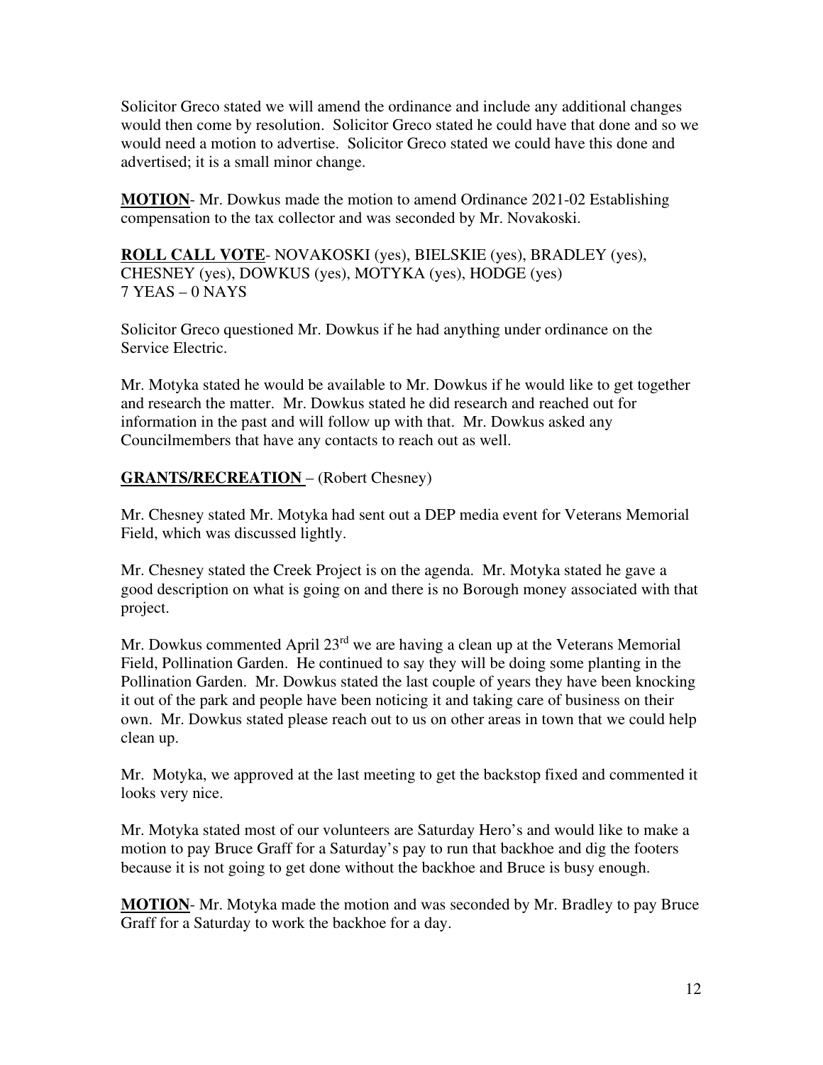Solicitor Greco stated we will amend the ordinance and include any additional changes would then come by resolution. Solicitor Greco stated he could have that done and so we would need a motion to advertise. Solicitor Greco stated we could have this done and advertised; it is a small minor change.

**MOTION**- Mr. Dowkus made the motion to amend Ordinance 2021-02 Establishing compensation to the tax collector and was seconded by Mr. Novakoski.

**ROLL CALL VOTE**- NOVAKOSKI (yes), BIELSKIE (yes), BRADLEY (yes), CHESNEY (yes), DOWKUS (yes), MOTYKA (yes), HODGE (yes)
7 YEAS – 0 NAYS

Solicitor Greco questioned Mr. Dowkus if he had anything under ordinance on the Service Electric.

Mr. Motyka stated he would be available to Mr. Dowkus if he would like to get together and research the matter. Mr. Dowkus stated he did research and reached out for information in the past and will follow up with that. Mr. Dowkus asked any Councilmembers that have any contacts to reach out as well.

**GRANTS/RECREATION** – (Robert Chesney)

Mr. Chesney stated Mr. Motyka had sent out a DEP media event for Veterans Memorial Field, which was discussed lightly.

Mr. Chesney stated the Creek Project is on the agenda. Mr. Motyka stated he gave a good description on what is going on and there is no Borough money associated with that project.

Mr. Dowkus commented April 23rd we are having a clean up at the Veterans Memorial Field, Pollination Garden. He continued to say they will be doing some planting in the Pollination Garden. Mr. Dowkus stated the last couple of years they have been knocking it out of the park and people have been noticing it and taking care of business on their own. Mr. Dowkus stated please reach out to us on other areas in town that we could help clean up.

Mr. Motyka, we approved at the last meeting to get the backstop fixed and commented it looks very nice.

Mr. Motyka stated most of our volunteers are Saturday Hero's and would like to make a motion to pay Bruce Graff for a Saturday's pay to run that backhoe and dig the footers because it is not going to get done without the backhoe and Bruce is busy enough.

**MOTION**- Mr. Motyka made the motion and was seconded by Mr. Bradley to pay Bruce Graff for a Saturday to work the backhoe for a day.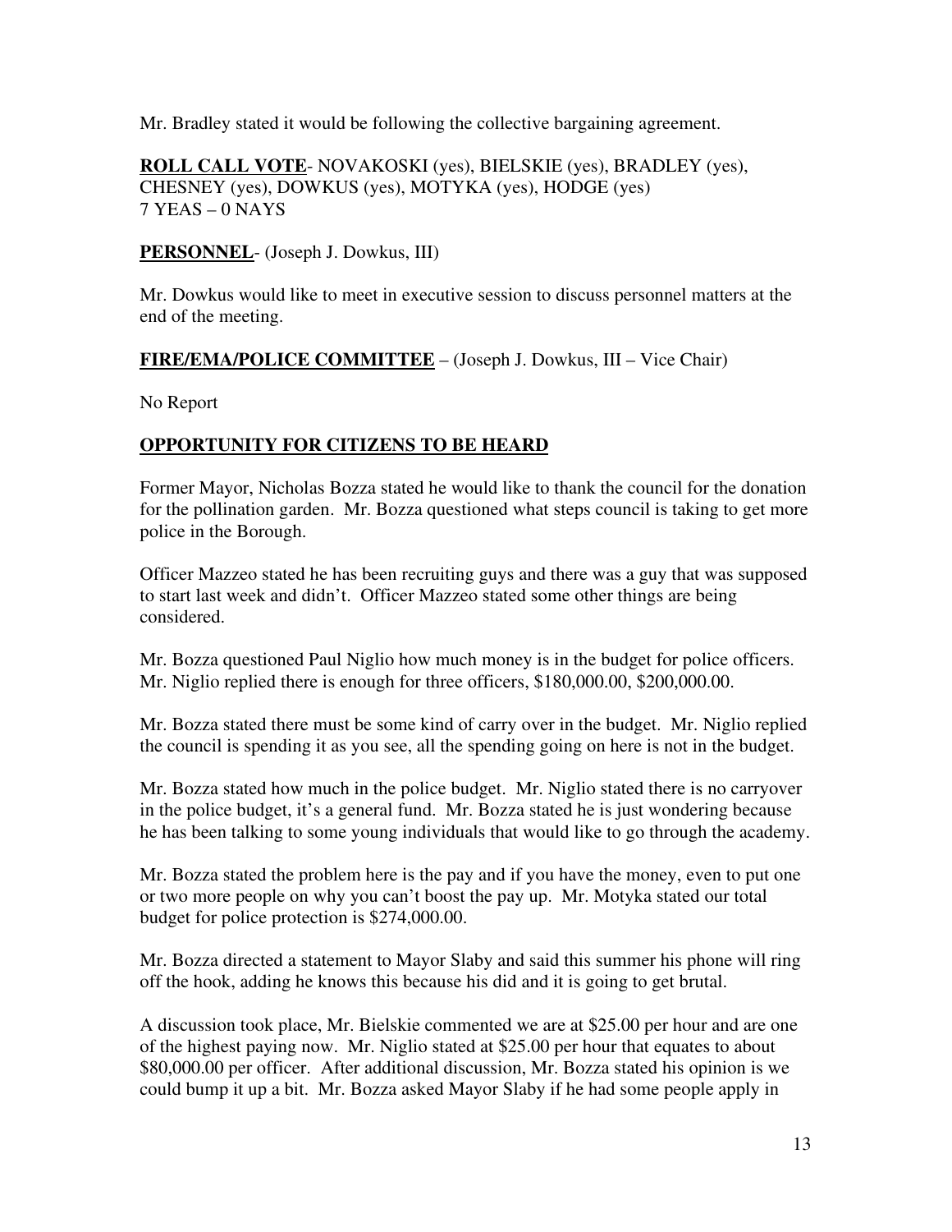Mr. Bradley stated it would be following the collective bargaining agreement.

**ROLL CALL VOTE**- NOVAKOSKI (yes), BIELSKIE (yes), BRADLEY (yes), CHESNEY (yes), DOWKUS (yes), MOTYKA (yes), HODGE (yes)
7 YEAS – 0 NAYS

**PERSONNEL**- (Joseph J. Dowkus, III)

Mr. Dowkus would like to meet in executive session to discuss personnel matters at the end of the meeting.

**FIRE/EMA/POLICE COMMITTEE** – (Joseph J. Dowkus, III – Vice Chair)

No Report

## OPPORTUNITY FOR CITIZENS TO BE HEARD

Former Mayor, Nicholas Bozza stated he would like to thank the council for the donation for the pollination garden. Mr. Bozza questioned what steps council is taking to get more police in the Borough.

Officer Mazzeo stated he has been recruiting guys and there was a guy that was supposed to start last week and didn't. Officer Mazzeo stated some other things are being considered.

Mr. Bozza questioned Paul Niglio how much money is in the budget for police officers. Mr. Niglio replied there is enough for three officers, $180,000.00, $200,000.00.

Mr. Bozza stated there must be some kind of carry over in the budget. Mr. Niglio replied the council is spending it as you see, all the spending going on here is not in the budget.

Mr. Bozza stated how much in the police budget. Mr. Niglio stated there is no carryover in the police budget, it's a general fund. Mr. Bozza stated he is just wondering because he has been talking to some young individuals that would like to go through the academy.

Mr. Bozza stated the problem here is the pay and if you have the money, even to put one or two more people on why you can't boost the pay up. Mr. Motyka stated our total budget for police protection is $274,000.00.

Mr. Bozza directed a statement to Mayor Slaby and said this summer his phone will ring off the hook, adding he knows this because his did and it is going to get brutal.

A discussion took place, Mr. Bielskie commented we are at $25.00 per hour and are one of the highest paying now. Mr. Niglio stated at $25.00 per hour that equates to about $80,000.00 per officer. After additional discussion, Mr. Bozza stated his opinion is we could bump it up a bit. Mr. Bozza asked Mayor Slaby if he had some people apply in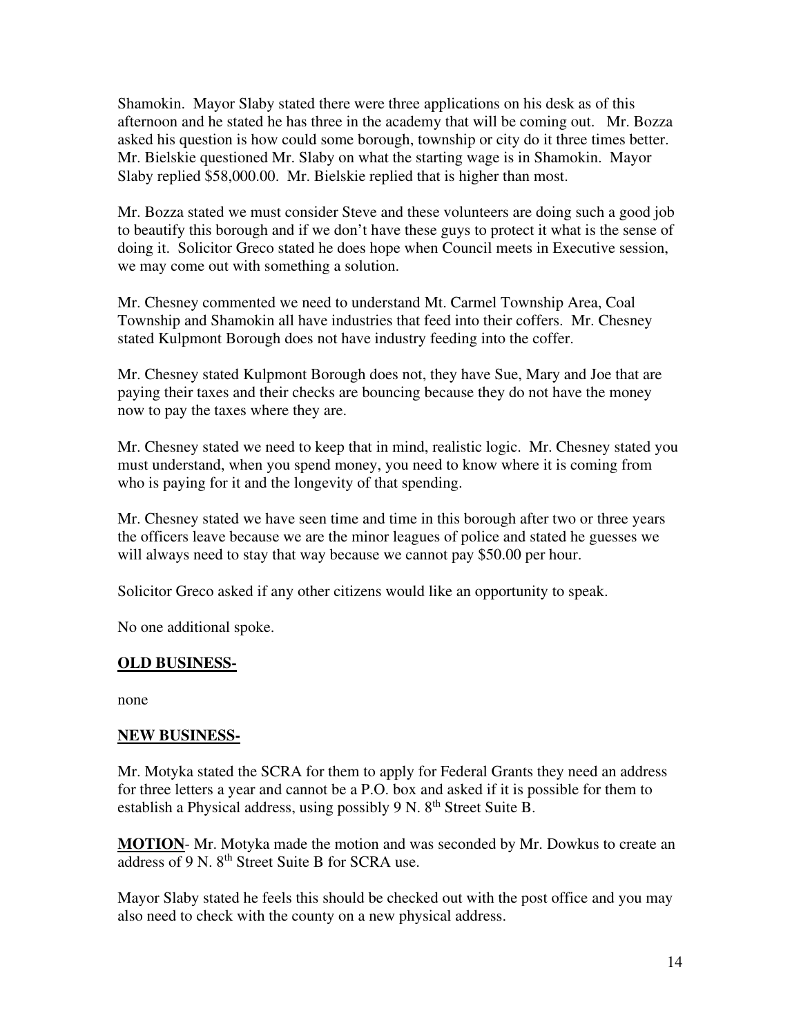Shamokin. Mayor Slaby stated there were three applications on his desk as of this afternoon and he stated he has three in the academy that will be coming out. Mr. Bozza asked his question is how could some borough, township or city do it three times better. Mr. Bielskie questioned Mr. Slaby on what the starting wage is in Shamokin. Mayor Slaby replied $58,000.00. Mr. Bielskie replied that is higher than most.

Mr. Bozza stated we must consider Steve and these volunteers are doing such a good job to beautify this borough and if we don't have these guys to protect it what is the sense of doing it. Solicitor Greco stated he does hope when Council meets in Executive session, we may come out with something a solution.

Mr. Chesney commented we need to understand Mt. Carmel Township Area, Coal Township and Shamokin all have industries that feed into their coffers. Mr. Chesney stated Kulpmont Borough does not have industry feeding into the coffer.

Mr. Chesney stated Kulpmont Borough does not, they have Sue, Mary and Joe that are paying their taxes and their checks are bouncing because they do not have the money now to pay the taxes where they are.

Mr. Chesney stated we need to keep that in mind, realistic logic. Mr. Chesney stated you must understand, when you spend money, you need to know where it is coming from who is paying for it and the longevity of that spending.

Mr. Chesney stated we have seen time and time in this borough after two or three years the officers leave because we are the minor leagues of police and stated he guesses we will always need to stay that way because we cannot pay $50.00 per hour.

Solicitor Greco asked if any other citizens would like an opportunity to speak.

No one additional spoke.

**OLD BUSINESS-**

none

**NEW BUSINESS-**

Mr. Motyka stated the SCRA for them to apply for Federal Grants they need an address for three letters a year and cannot be a P.O. box and asked if it is possible for them to establish a Physical address, using possibly 9 N. 8th Street Suite B.

**MOTION**- Mr. Motyka made the motion and was seconded by Mr. Dowkus to create an address of 9 N. 8th Street Suite B for SCRA use.

Mayor Slaby stated he feels this should be checked out with the post office and you may also need to check with the county on a new physical address.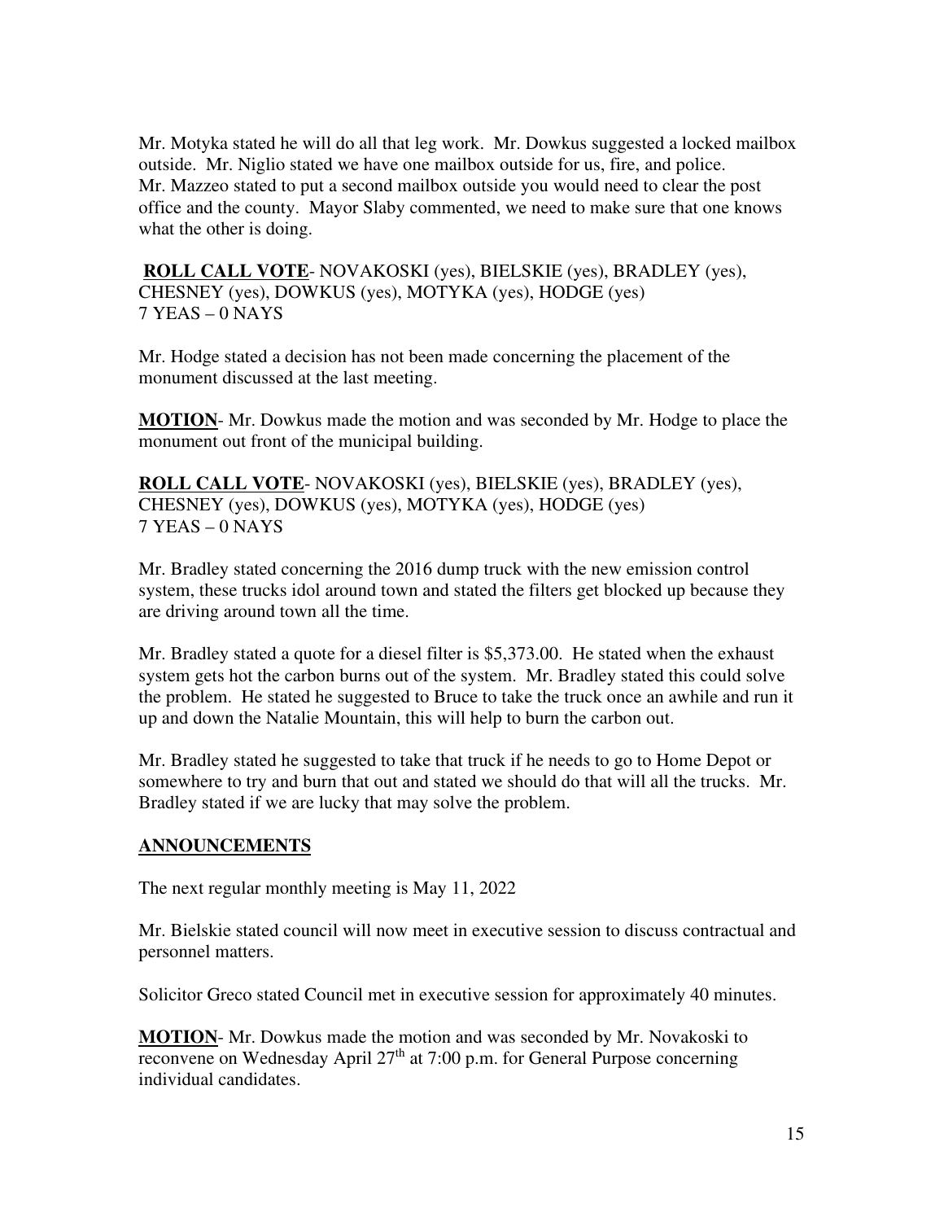Mr. Motyka stated he will do all that leg work. Mr. Dowkus suggested a locked mailbox outside. Mr. Niglio stated we have one mailbox outside for us, fire, and police. Mr. Mazzeo stated to put a second mailbox outside you would need to clear the post office and the county. Mayor Slaby commented, we need to make sure that one knows what the other is doing.

**ROLL CALL VOTE**- NOVAKOSKI (yes), BIELSKIE (yes), BRADLEY (yes), CHESNEY (yes), DOWKUS (yes), MOTYKA (yes), HODGE (yes)
7 YEAS – 0 NAYS

Mr. Hodge stated a decision has not been made concerning the placement of the monument discussed at the last meeting.

**MOTION**- Mr. Dowkus made the motion and was seconded by Mr. Hodge to place the monument out front of the municipal building.

**ROLL CALL VOTE**- NOVAKOSKI (yes), BIELSKIE (yes), BRADLEY (yes), CHESNEY (yes), DOWKUS (yes), MOTYKA (yes), HODGE (yes)
7 YEAS – 0 NAYS

Mr. Bradley stated concerning the 2016 dump truck with the new emission control system, these trucks idol around town and stated the filters get blocked up because they are driving around town all the time.

Mr. Bradley stated a quote for a diesel filter is $5,373.00. He stated when the exhaust system gets hot the carbon burns out of the system. Mr. Bradley stated this could solve the problem. He stated he suggested to Bruce to take the truck once an awhile and run it up and down the Natalie Mountain, this will help to burn the carbon out.

Mr. Bradley stated he suggested to take that truck if he needs to go to Home Depot or somewhere to try and burn that out and stated we should do that will all the trucks. Mr. Bradley stated if we are lucky that may solve the problem.

## ANNOUNCEMENTS

The next regular monthly meeting is May 11, 2022

Mr. Bielskie stated council will now meet in executive session to discuss contractual and personnel matters.

Solicitor Greco stated Council met in executive session for approximately 40 minutes.

**MOTION**- Mr. Dowkus made the motion and was seconded by Mr. Novakoski to reconvene on Wednesday April 27th at 7:00 p.m. for General Purpose concerning individual candidates.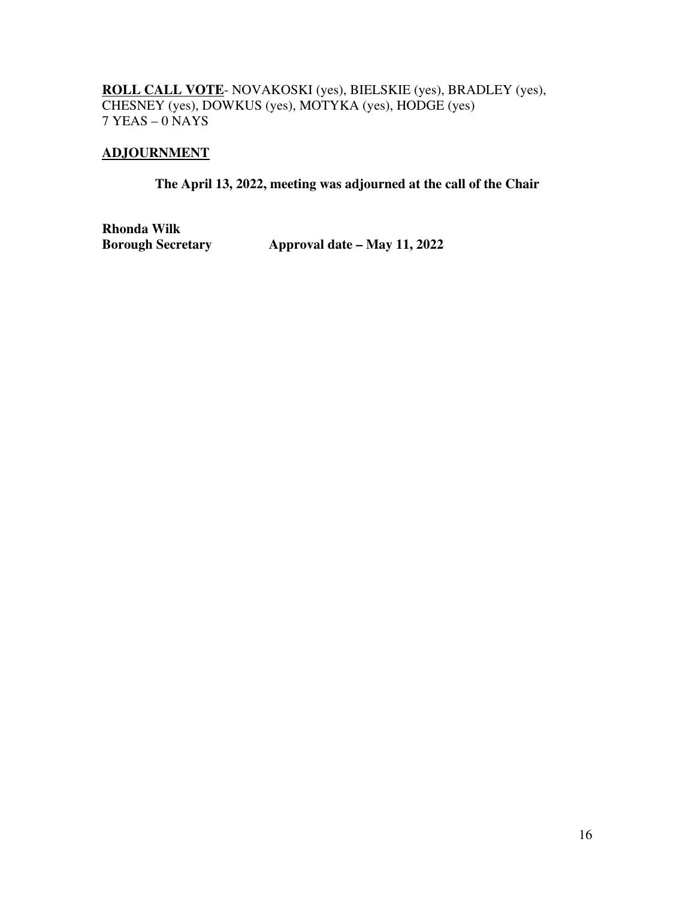**ROLL CALL VOTE**- NOVAKOSKI (yes), BIELSKIE (yes), BRADLEY (yes), CHESNEY (yes), DOWKUS (yes), MOTYKA (yes), HODGE (yes)
7 YEAS – 0 NAYS

## ADJOURNMENT

**The April 13, 2022, meeting was adjourned at the call of the Chair**

**Rhonda Wilk**
**Borough Secretary** **Approval date – May 11, 2022**